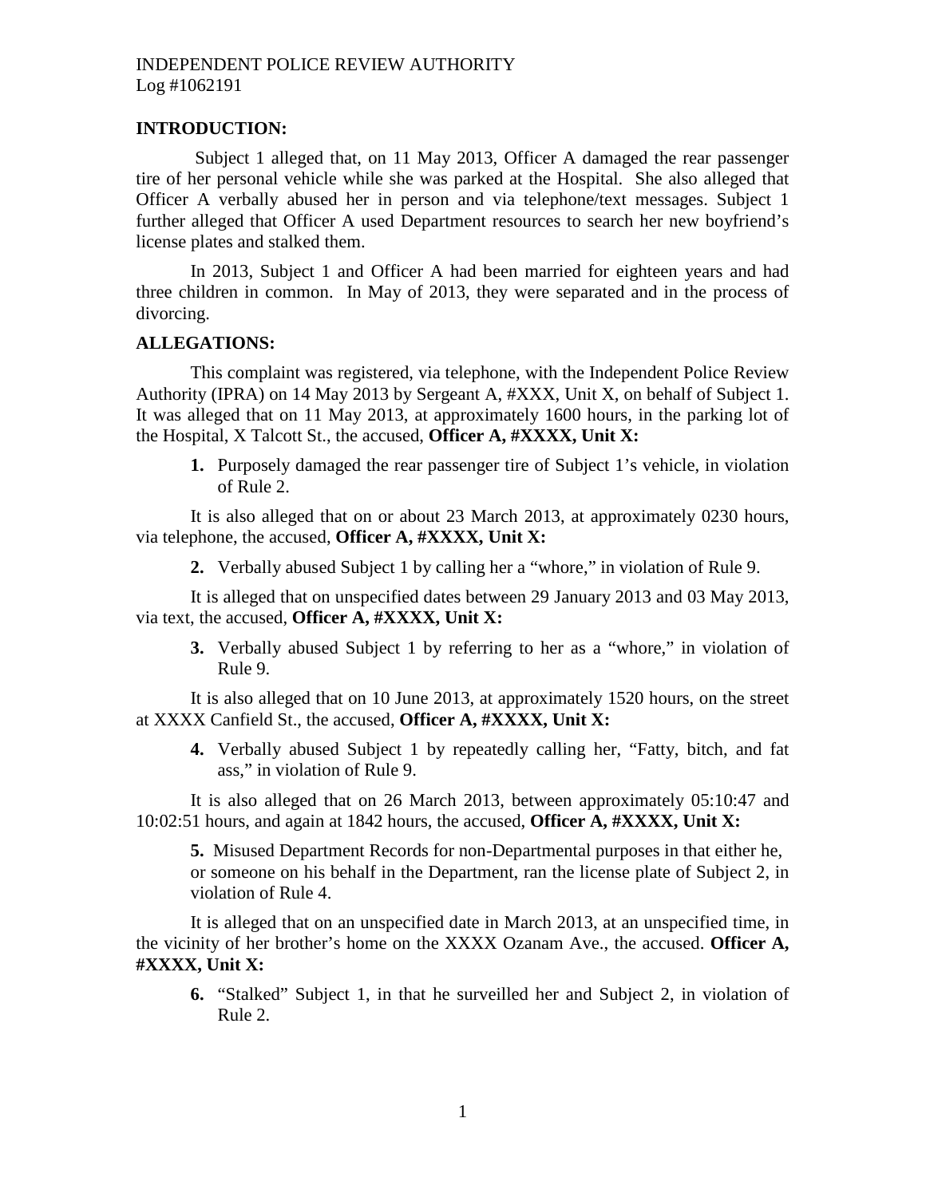INDEPENDENT POLICE REVIEW AUTHORITY
Log #1062191

## INTRODUCTION:

Subject 1 alleged that, on 11 May 2013, Officer A damaged the rear passenger tire of her personal vehicle while she was parked at the Hospital. She also alleged that Officer A verbally abused her in person and via telephone/text messages. Subject 1 further alleged that Officer A used Department resources to search her new boyfriend's license plates and stalked them.

In 2013, Subject 1 and Officer A had been married for eighteen years and had three children in common. In May of 2013, they were separated and in the process of divorcing.

## ALLEGATIONS:

This complaint was registered, via telephone, with the Independent Police Review Authority (IPRA) on 14 May 2013 by Sergeant A, #XXX, Unit X, on behalf of Subject 1. It was alleged that on 11 May 2013, at approximately 1600 hours, in the parking lot of the Hospital, X Talcott St., the accused, **Officer A, #XXXX, Unit X:**

1. Purposely damaged the rear passenger tire of Subject 1's vehicle, in violation of Rule 2.

It is also alleged that on or about 23 March 2013, at approximately 0230 hours, via telephone, the accused, **Officer A, #XXXX, Unit X:**

2. Verbally abused Subject 1 by calling her a "whore," in violation of Rule 9.

It is alleged that on unspecified dates between 29 January 2013 and 03 May 2013, via text, the accused, **Officer A, #XXXX, Unit X:**

3. Verbally abused Subject 1 by referring to her as a "whore," in violation of Rule 9.

It is also alleged that on 10 June 2013, at approximately 1520 hours, on the street at XXXX Canfield St., the accused, **Officer A, #XXXX, Unit X:**

4. Verbally abused Subject 1 by repeatedly calling her, "Fatty, bitch, and fat ass," in violation of Rule 9.

It is also alleged that on 26 March 2013, between approximately 05:10:47 and 10:02:51 hours, and again at 1842 hours, the accused, **Officer A, #XXXX, Unit X:**

5. Misused Department Records for non-Departmental purposes in that either he, or someone on his behalf in the Department, ran the license plate of Subject 2, in violation of Rule 4.

It is alleged that on an unspecified date in March 2013, at an unspecified time, in the vicinity of her brother's home on the XXXX Ozanam Ave., the accused. **Officer A, #XXXX, Unit X:**

6. "Stalked" Subject 1, in that he surveilled her and Subject 2, in violation of Rule 2.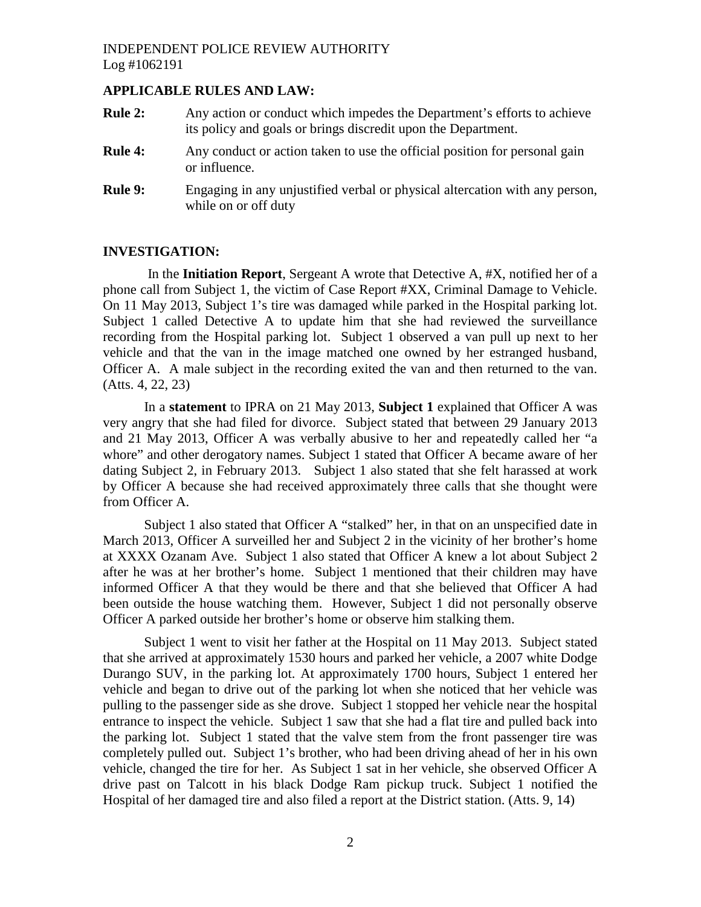## APPLICABLE RULES AND LAW:

**Rule 2:** Any action or conduct which impedes the Department's efforts to achieve its policy and goals or brings discredit upon the Department.

**Rule 4:** Any conduct or action taken to use the official position for personal gain or influence.

**Rule 9:** Engaging in any unjustified verbal or physical altercation with any person, while on or off duty

## INVESTIGATION:

In the **Initiation Report**, Sergeant A wrote that Detective A, #X, notified her of a phone call from Subject 1, the victim of Case Report #XX, Criminal Damage to Vehicle. On 11 May 2013, Subject 1's tire was damaged while parked in the Hospital parking lot. Subject 1 called Detective A to update him that she had reviewed the surveillance recording from the Hospital parking lot. Subject 1 observed a van pull up next to her vehicle and that the van in the image matched one owned by her estranged husband, Officer A. A male subject in the recording exited the van and then returned to the van. (Atts. 4, 22, 23)

In a **statement** to IPRA on 21 May 2013, **Subject 1** explained that Officer A was very angry that she had filed for divorce. Subject stated that between 29 January 2013 and 21 May 2013, Officer A was verbally abusive to her and repeatedly called her "a whore" and other derogatory names. Subject 1 stated that Officer A became aware of her dating Subject 2, in February 2013. Subject 1 also stated that she felt harassed at work by Officer A because she had received approximately three calls that she thought were from Officer A.

Subject 1 also stated that Officer A "stalked" her, in that on an unspecified date in March 2013, Officer A surveilled her and Subject 2 in the vicinity of her brother's home at XXXX Ozanam Ave. Subject 1 also stated that Officer A knew a lot about Subject 2 after he was at her brother's home. Subject 1 mentioned that their children may have informed Officer A that they would be there and that she believed that Officer A had been outside the house watching them. However, Subject 1 did not personally observe Officer A parked outside her brother's home or observe him stalking them.

Subject 1 went to visit her father at the Hospital on 11 May 2013. Subject stated that she arrived at approximately 1530 hours and parked her vehicle, a 2007 white Dodge Durango SUV, in the parking lot. At approximately 1700 hours, Subject 1 entered her vehicle and began to drive out of the parking lot when she noticed that her vehicle was pulling to the passenger side as she drove. Subject 1 stopped her vehicle near the hospital entrance to inspect the vehicle. Subject 1 saw that she had a flat tire and pulled back into the parking lot. Subject 1 stated that the valve stem from the front passenger tire was completely pulled out. Subject 1's brother, who had been driving ahead of her in his own vehicle, changed the tire for her. As Subject 1 sat in her vehicle, she observed Officer A drive past on Talcott in his black Dodge Ram pickup truck. Subject 1 notified the Hospital of her damaged tire and also filed a report at the District station. (Atts. 9, 14)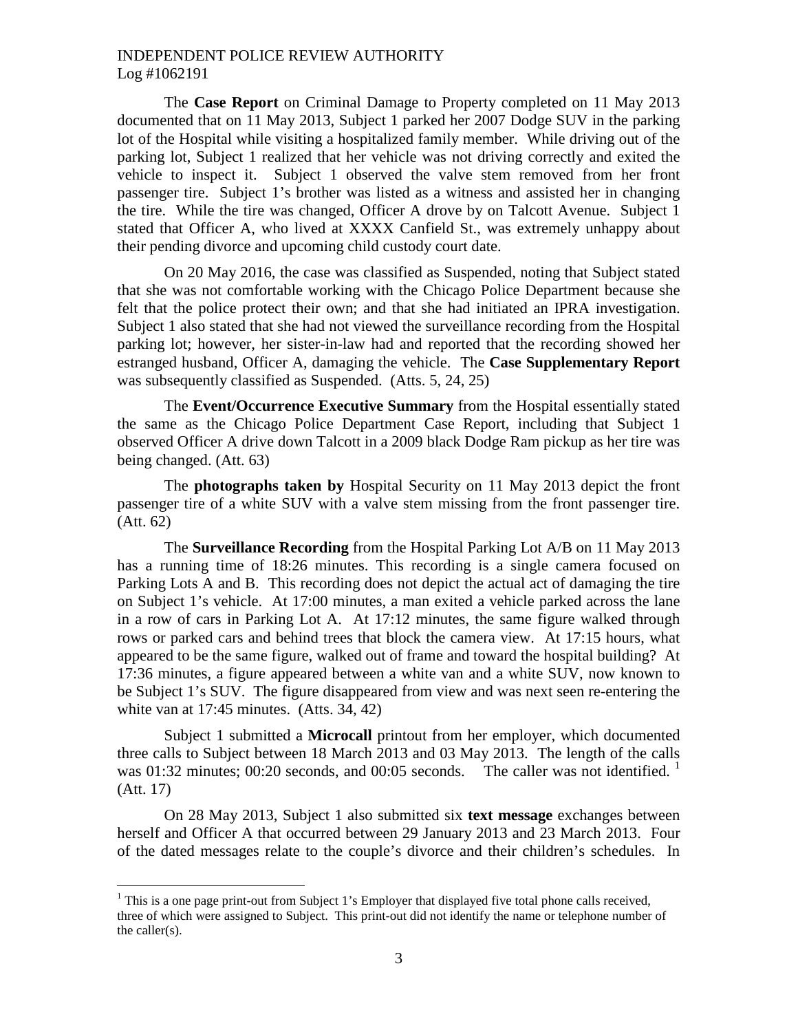The **Case Report** on Criminal Damage to Property completed on 11 May 2013 documented that on 11 May 2013, Subject 1 parked her 2007 Dodge SUV in the parking lot of the Hospital while visiting a hospitalized family member. While driving out of the parking lot, Subject 1 realized that her vehicle was not driving correctly and exited the vehicle to inspect it. Subject 1 observed the valve stem removed from her front passenger tire. Subject 1's brother was listed as a witness and assisted her in changing the tire. While the tire was changed, Officer A drove by on Talcott Avenue. Subject 1 stated that Officer A, who lived at XXXX Canfield St., was extremely unhappy about their pending divorce and upcoming child custody court date.

On 20 May 2016, the case was classified as Suspended, noting that Subject stated that she was not comfortable working with the Chicago Police Department because she felt that the police protect their own; and that she had initiated an IPRA investigation. Subject 1 also stated that she had not viewed the surveillance recording from the Hospital parking lot; however, her sister-in-law had and reported that the recording showed her estranged husband, Officer A, damaging the vehicle. The **Case Supplementary Report** was subsequently classified as Suspended. (Atts. 5, 24, 25)

The **Event/Occurrence Executive Summary** from the Hospital essentially stated the same as the Chicago Police Department Case Report, including that Subject 1 observed Officer A drive down Talcott in a 2009 black Dodge Ram pickup as her tire was being changed. (Att. 63)

The **photographs taken by** Hospital Security on 11 May 2013 depict the front passenger tire of a white SUV with a valve stem missing from the front passenger tire. (Att. 62)

The **Surveillance Recording** from the Hospital Parking Lot A/B on 11 May 2013 has a running time of 18:26 minutes. This recording is a single camera focused on Parking Lots A and B. This recording does not depict the actual act of damaging the tire on Subject 1's vehicle. At 17:00 minutes, a man exited a vehicle parked across the lane in a row of cars in Parking Lot A. At 17:12 minutes, the same figure walked through rows or parked cars and behind trees that block the camera view. At 17:15 hours, what appeared to be the same figure, walked out of frame and toward the hospital building? At 17:36 minutes, a figure appeared between a white van and a white SUV, now known to be Subject 1's SUV. The figure disappeared from view and was next seen re-entering the white van at 17:45 minutes. (Atts. 34, 42)

Subject 1 submitted a **Microcall** printout from her employer, which documented three calls to Subject between 18 March 2013 and 03 May 2013. The length of the calls was 01:32 minutes; 00:20 seconds, and 00:05 seconds. The caller was not identified. [1] (Att. 17)

On 28 May 2013, Subject 1 also submitted six **text message** exchanges between herself and Officer A that occurred between 29 January 2013 and 23 March 2013. Four of the dated messages relate to the couple's divorce and their children's schedules. In

[1] This is a one page print-out from Subject 1's Employer that displayed five total phone calls received, three of which were assigned to Subject. This print-out did not identify the name or telephone number of the caller(s).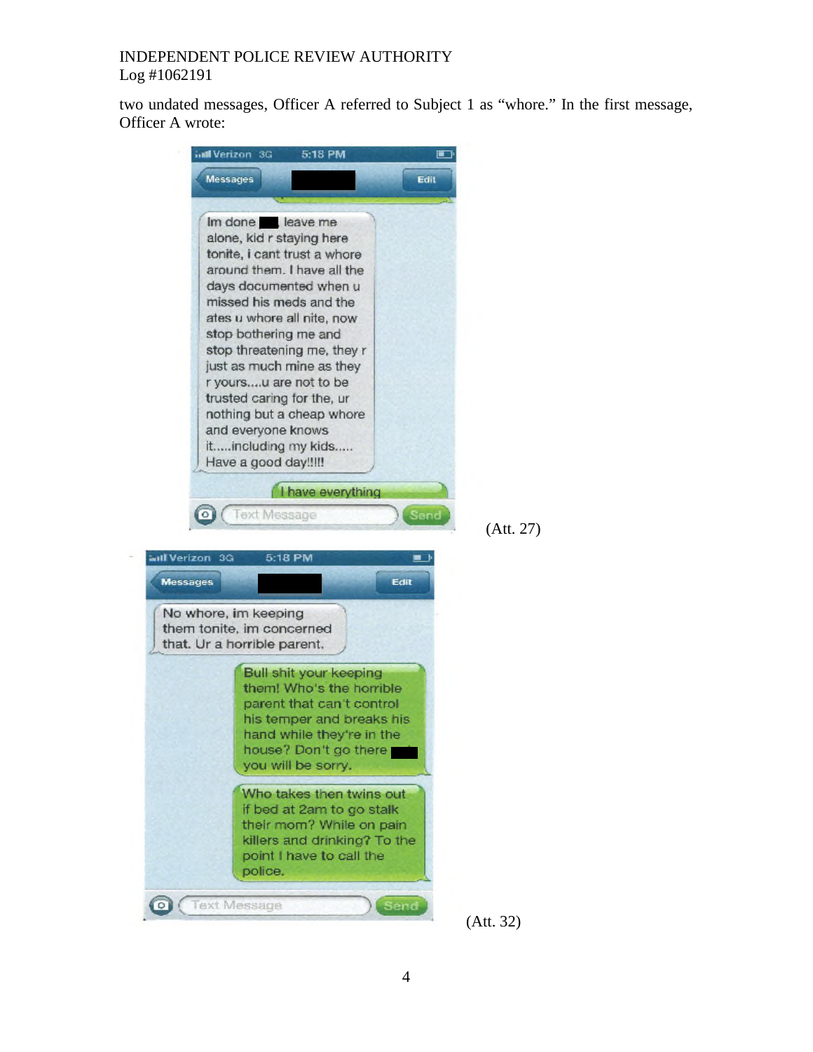two undated messages, Officer A referred to Subject 1 as "whore." In the first message, Officer A wrote:

Im done ███ leave me alone, kid r staying here tonite, i cant trust a whore around them. I have all the days documented when u missed his meds and the ates u whore all nite, now stop bothering me and stop threatening me, they r just as much mine as they r yours....u are not to be trusted caring for the, ur nothing but a cheap whore and everyone knows it.....including my kids..... Have a good day!!!!!

I have everything

(Att. 27)

No whore, im keeping them tonite, im concerned that. Ur a horrible parent.

Bull shit your keeping them! Who's the horrible parent that can't control his temper and breaks his hand while they're in the house? Don't go there ███ you will be sorry.

Who takes then twins out if bed at 2am to go stalk their mom? While on pain killers and drinking? To the point I have to call the police.

(Att. 32)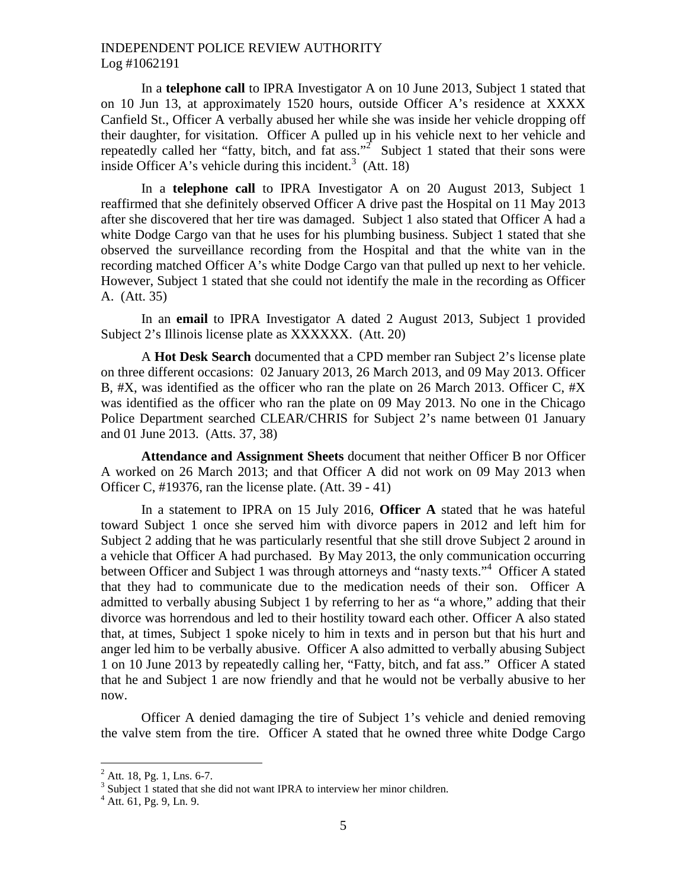In a **telephone call** to IPRA Investigator A on 10 June 2013, Subject 1 stated that on 10 Jun 13, at approximately 1520 hours, outside Officer A's residence at XXXX Canfield St., Officer A verbally abused her while she was inside her vehicle dropping off their daughter, for visitation. Officer A pulled up in his vehicle next to her vehicle and repeatedly called her "fatty, bitch, and fat ass."[2] Subject 1 stated that their sons were inside Officer A's vehicle during this incident.[3] (Att. 18)

In a **telephone call** to IPRA Investigator A on 20 August 2013, Subject 1 reaffirmed that she definitely observed Officer A drive past the Hospital on 11 May 2013 after she discovered that her tire was damaged. Subject 1 also stated that Officer A had a white Dodge Cargo van that he uses for his plumbing business. Subject 1 stated that she observed the surveillance recording from the Hospital and that the white van in the recording matched Officer A's white Dodge Cargo van that pulled up next to her vehicle. However, Subject 1 stated that she could not identify the male in the recording as Officer A. (Att. 35)

In an **email** to IPRA Investigator A dated 2 August 2013, Subject 1 provided Subject 2's Illinois license plate as XXXXXX. (Att. 20)

A **Hot Desk Search** documented that a CPD member ran Subject 2's license plate on three different occasions: 02 January 2013, 26 March 2013, and 09 May 2013. Officer B, #X, was identified as the officer who ran the plate on 26 March 2013. Officer C, #X was identified as the officer who ran the plate on 09 May 2013. No one in the Chicago Police Department searched CLEAR/CHRIS for Subject 2's name between 01 January and 01 June 2013. (Atts. 37, 38)

**Attendance and Assignment Sheets** document that neither Officer B nor Officer A worked on 26 March 2013; and that Officer A did not work on 09 May 2013 when Officer C, #19376, ran the license plate. (Att. 39 - 41)

In a statement to IPRA on 15 July 2016, **Officer A** stated that he was hateful toward Subject 1 once she served him with divorce papers in 2012 and left him for Subject 2 adding that he was particularly resentful that she still drove Subject 2 around in a vehicle that Officer A had purchased. By May 2013, the only communication occurring between Officer and Subject 1 was through attorneys and "nasty texts."[4] Officer A stated that they had to communicate due to the medication needs of their son. Officer A admitted to verbally abusing Subject 1 by referring to her as "a whore," adding that their divorce was horrendous and led to their hostility toward each other. Officer A also stated that, at times, Subject 1 spoke nicely to him in texts and in person but that his hurt and anger led him to be verbally abusive. Officer A also admitted to verbally abusing Subject 1 on 10 June 2013 by repeatedly calling her, "Fatty, bitch, and fat ass." Officer A stated that he and Subject 1 are now friendly and that he would not be verbally abusive to her now.

Officer A denied damaging the tire of Subject 1's vehicle and denied removing the valve stem from the tire. Officer A stated that he owned three white Dodge Cargo

---

[2] Att. 18, Pg. 1, Lns. 6-7.

[3] Subject 1 stated that she did not want IPRA to interview her minor children.

[4] Att. 61, Pg. 9, Ln. 9.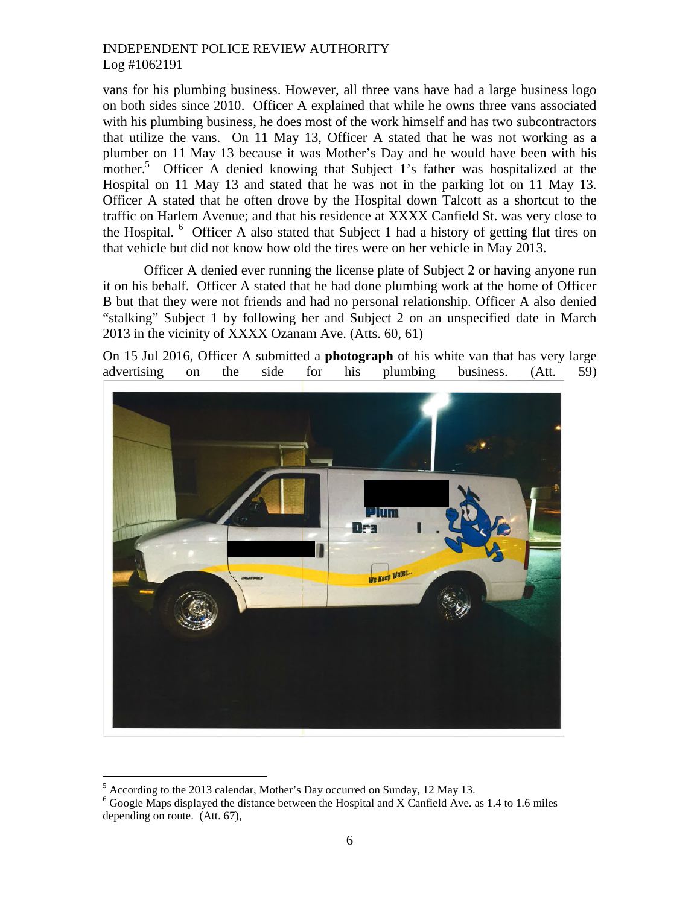vans for his plumbing business. However, all three vans have had a large business logo on both sides since 2010. Officer A explained that while he owns three vans associated with his plumbing business, he does most of the work himself and has two subcontractors that utilize the vans. On 11 May 13, Officer A stated that he was not working as a plumber on 11 May 13 because it was Mother's Day and he would have been with his mother.[5] Officer A denied knowing that Subject 1's father was hospitalized at the Hospital on 11 May 13 and stated that he was not in the parking lot on 11 May 13. Officer A stated that he often drove by the Hospital down Talcott as a shortcut to the traffic on Harlem Avenue; and that his residence at XXXX Canfield St. was very close to the Hospital.[6] Officer A also stated that Subject 1 had a history of getting flat tires on that vehicle but did not know how old the tires were on her vehicle in May 2013.

Officer A denied ever running the license plate of Subject 2 or having anyone run it on his behalf. Officer A stated that he had done plumbing work at the home of Officer B but that they were not friends and had no personal relationship. Officer A also denied "stalking" Subject 1 by following her and Subject 2 on an unspecified date in March 2013 in the vicinity of XXXX Ozanam Ave. (Atts. 60, 61)

On 15 Jul 2016, Officer A submitted a **photograph** of his white van that has very large advertising on the side for his plumbing business. (Att. 59)

---

[5] According to the 2013 calendar, Mother's Day occurred on Sunday, 12 May 13.

[6] Google Maps displayed the distance between the Hospital and X Canfield Ave. as 1.4 to 1.6 miles depending on route. (Att. 67),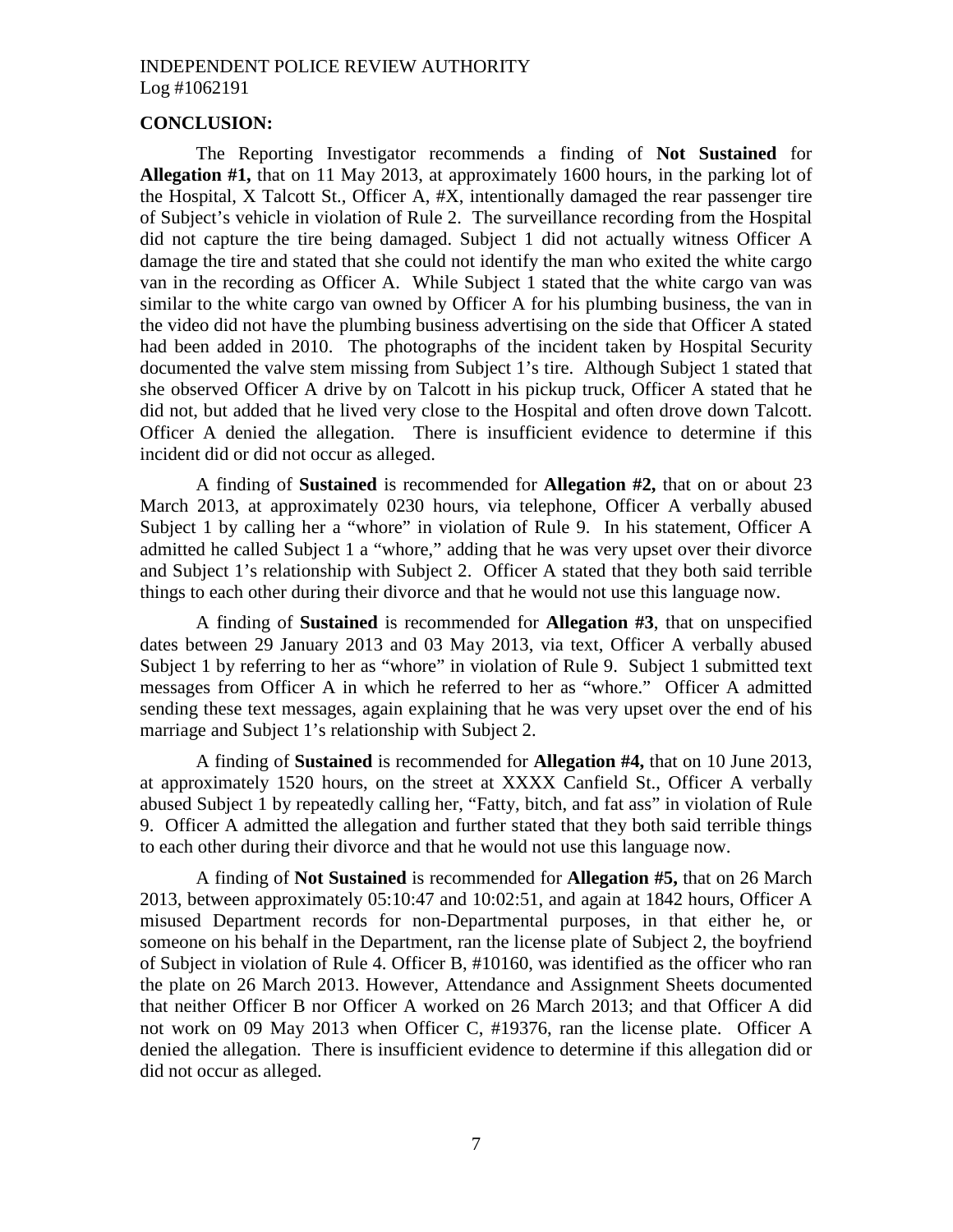## CONCLUSION:

The Reporting Investigator recommends a finding of **Not Sustained** for **Allegation #1,** that on 11 May 2013, at approximately 1600 hours, in the parking lot of the Hospital, X Talcott St., Officer A, #X, intentionally damaged the rear passenger tire of Subject's vehicle in violation of Rule 2. The surveillance recording from the Hospital did not capture the tire being damaged. Subject 1 did not actually witness Officer A damage the tire and stated that she could not identify the man who exited the white cargo van in the recording as Officer A. While Subject 1 stated that the white cargo van was similar to the white cargo van owned by Officer A for his plumbing business, the van in the video did not have the plumbing business advertising on the side that Officer A stated had been added in 2010. The photographs of the incident taken by Hospital Security documented the valve stem missing from Subject 1's tire. Although Subject 1 stated that she observed Officer A drive by on Talcott in his pickup truck, Officer A stated that he did not, but added that he lived very close to the Hospital and often drove down Talcott. Officer A denied the allegation. There is insufficient evidence to determine if this incident did or did not occur as alleged.

A finding of **Sustained** is recommended for **Allegation #2,** that on or about 23 March 2013, at approximately 0230 hours, via telephone, Officer A verbally abused Subject 1 by calling her a "whore" in violation of Rule 9. In his statement, Officer A admitted he called Subject 1 a "whore," adding that he was very upset over their divorce and Subject 1's relationship with Subject 2. Officer A stated that they both said terrible things to each other during their divorce and that he would not use this language now.

A finding of **Sustained** is recommended for **Allegation #3**, that on unspecified dates between 29 January 2013 and 03 May 2013, via text, Officer A verbally abused Subject 1 by referring to her as "whore" in violation of Rule 9. Subject 1 submitted text messages from Officer A in which he referred to her as "whore." Officer A admitted sending these text messages, again explaining that he was very upset over the end of his marriage and Subject 1's relationship with Subject 2.

A finding of **Sustained** is recommended for **Allegation #4,** that on 10 June 2013, at approximately 1520 hours, on the street at XXXX Canfield St., Officer A verbally abused Subject 1 by repeatedly calling her, "Fatty, bitch, and fat ass" in violation of Rule 9. Officer A admitted the allegation and further stated that they both said terrible things to each other during their divorce and that he would not use this language now.

A finding of **Not Sustained** is recommended for **Allegation #5,** that on 26 March 2013, between approximately 05:10:47 and 10:02:51, and again at 1842 hours, Officer A misused Department records for non-Departmental purposes, in that either he, or someone on his behalf in the Department, ran the license plate of Subject 2, the boyfriend of Subject in violation of Rule 4. Officer B, #10160, was identified as the officer who ran the plate on 26 March 2013. However, Attendance and Assignment Sheets documented that neither Officer B nor Officer A worked on 26 March 2013; and that Officer A did not work on 09 May 2013 when Officer C, #19376, ran the license plate. Officer A denied the allegation. There is insufficient evidence to determine if this allegation did or did not occur as alleged.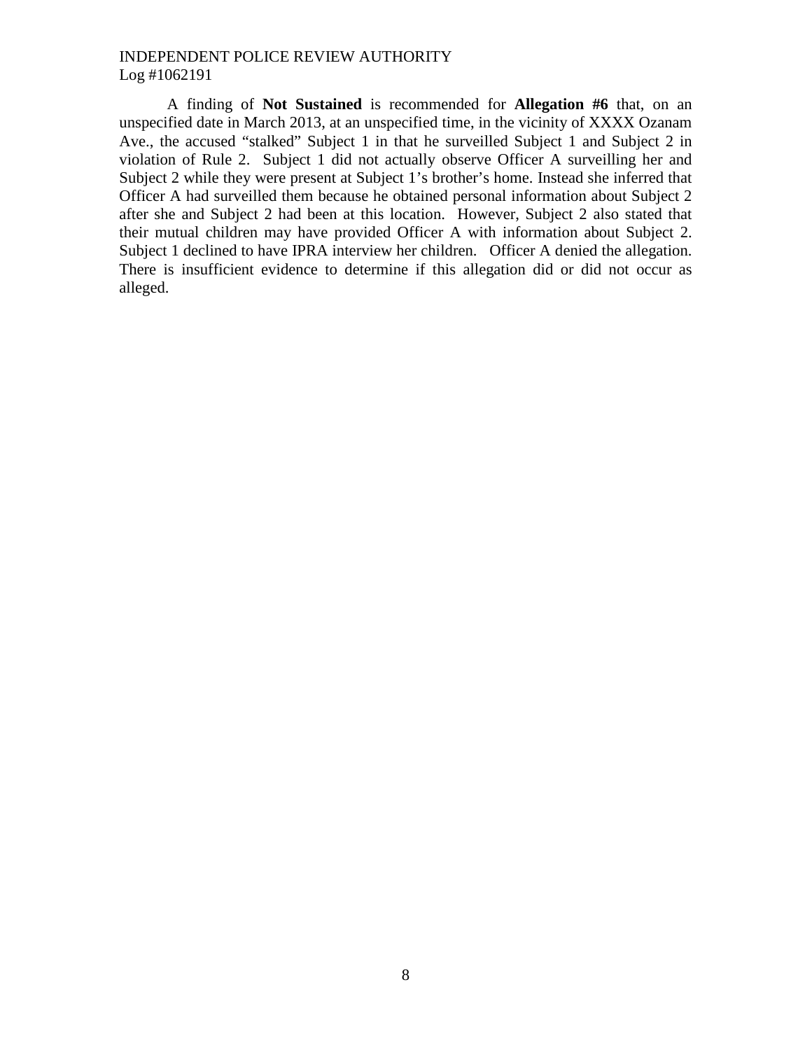A finding of **Not Sustained** is recommended for **Allegation #6** that, on an unspecified date in March 2013, at an unspecified time, in the vicinity of XXXX Ozanam Ave., the accused "stalked" Subject 1 in that he surveilled Subject 1 and Subject 2 in violation of Rule 2. Subject 1 did not actually observe Officer A surveilling her and Subject 2 while they were present at Subject 1's brother's home. Instead she inferred that Officer A had surveilled them because he obtained personal information about Subject 2 after she and Subject 2 had been at this location. However, Subject 2 also stated that their mutual children may have provided Officer A with information about Subject 2. Subject 1 declined to have IPRA interview her children. Officer A denied the allegation. There is insufficient evidence to determine if this allegation did or did not occur as alleged.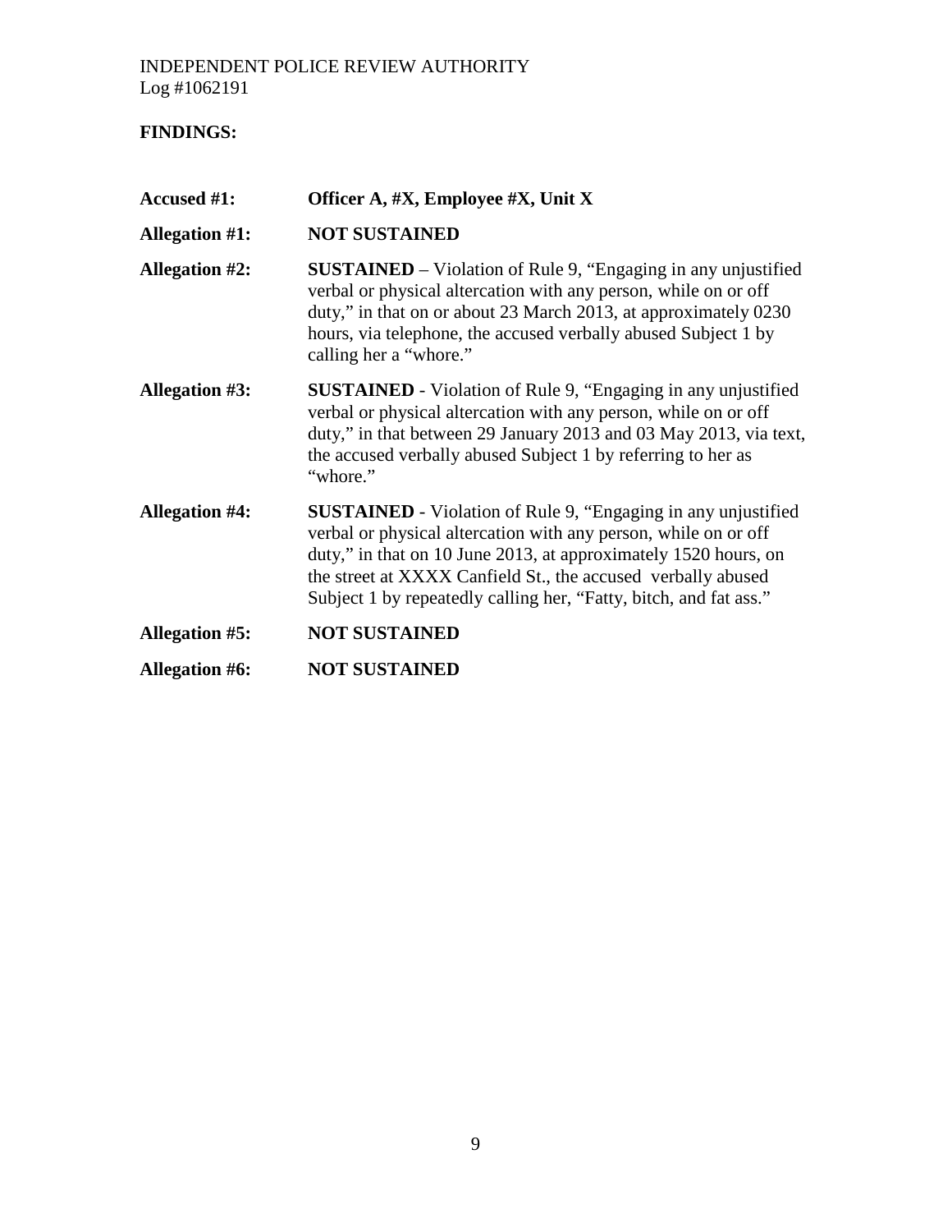INDEPENDENT POLICE REVIEW AUTHORITY
Log #1062191

**FINDINGS:**

**Accused #1:** **Officer A, #X, Employee #X, Unit X**

**Allegation #1:** **NOT SUSTAINED**

**Allegation #2:** **SUSTAINED** – Violation of Rule 9, "Engaging in any unjustified verbal or physical altercation with any person, while on or off duty," in that on or about 23 March 2013, at approximately 0230 hours, via telephone, the accused verbally abused Subject 1 by calling her a "whore."

**Allegation #3:** **SUSTAINED** - Violation of Rule 9, "Engaging in any unjustified verbal or physical altercation with any person, while on or off duty," in that between 29 January 2013 and 03 May 2013, via text, the accused verbally abused Subject 1 by referring to her as "whore."

**Allegation #4:** **SUSTAINED** - Violation of Rule 9, "Engaging in any unjustified verbal or physical altercation with any person, while on or off duty," in that on 10 June 2013, at approximately 1520 hours, on the street at XXXX Canfield St., the accused verbally abused Subject 1 by repeatedly calling her, "Fatty, bitch, and fat ass."

**Allegation #5:** **NOT SUSTAINED**

**Allegation #6:** **NOT SUSTAINED**